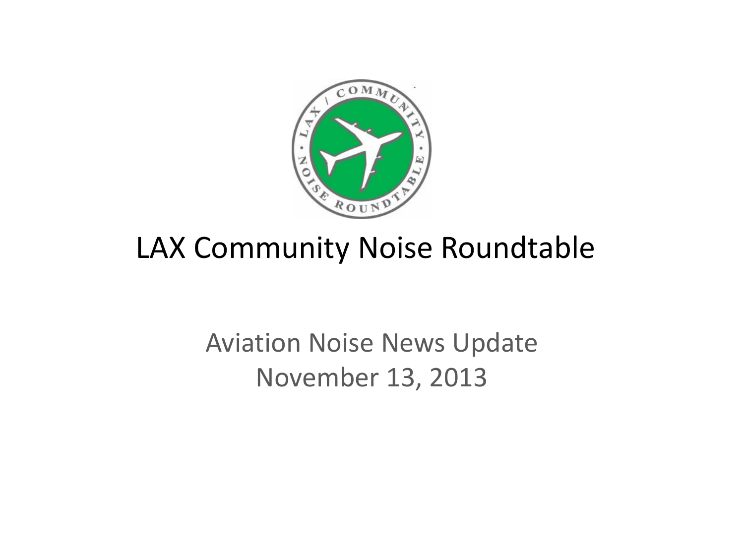# LAX Community Noise Roundtable

Aviation Noise News Update
November 13, 2013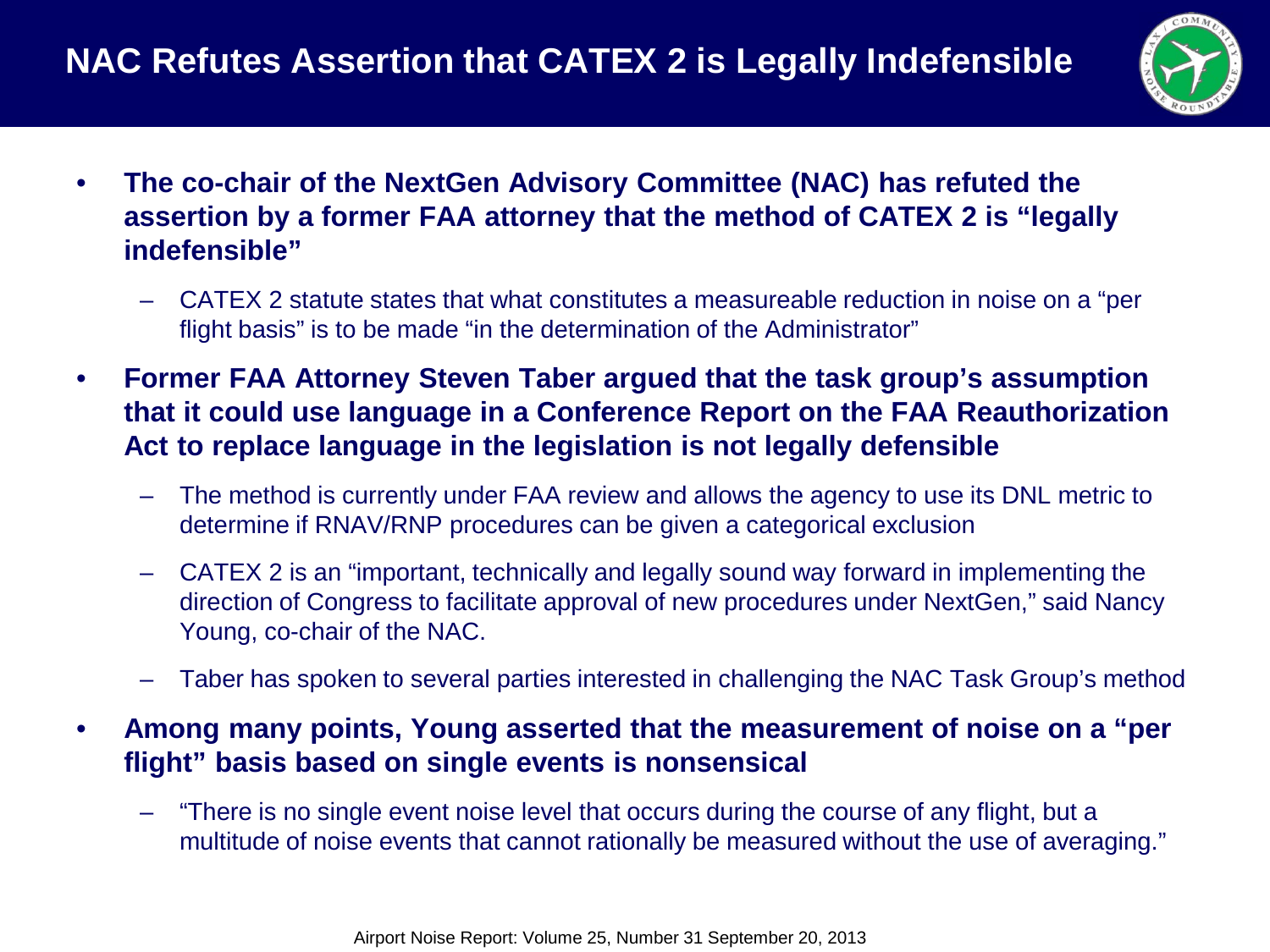# NAC Refutes Assertion that CATEX 2 is Legally Indefensible

- **The co-chair of the NextGen Advisory Committee (NAC) has refuted the assertion by a former FAA attorney that the method of CATEX 2 is "legally indefensible"**
  - CATEX 2 statute states that what constitutes a measureable reduction in noise on a "per flight basis" is to be made "in the determination of the Administrator"
- **Former FAA Attorney Steven Taber argued that the task group's assumption that it could use language in a Conference Report on the FAA Reauthorization Act to replace language in the legislation is not legally defensible**
  - The method is currently under FAA review and allows the agency to use its DNL metric to determine if RNAV/RNP procedures can be given a categorical exclusion
  - CATEX 2 is an "important, technically and legally sound way forward in implementing the direction of Congress to facilitate approval of new procedures under NextGen," said Nancy Young, co-chair of the NAC.
  - Taber has spoken to several parties interested in challenging the NAC Task Group's method
- **Among many points, Young asserted that the measurement of noise on a "per flight" basis based on single events is nonsensical**
  - "There is no single event noise level that occurs during the course of any flight, but a multitude of noise events that cannot rationally be measured without the use of averaging."

Airport Noise Report: Volume 25, Number 31 September 20, 2013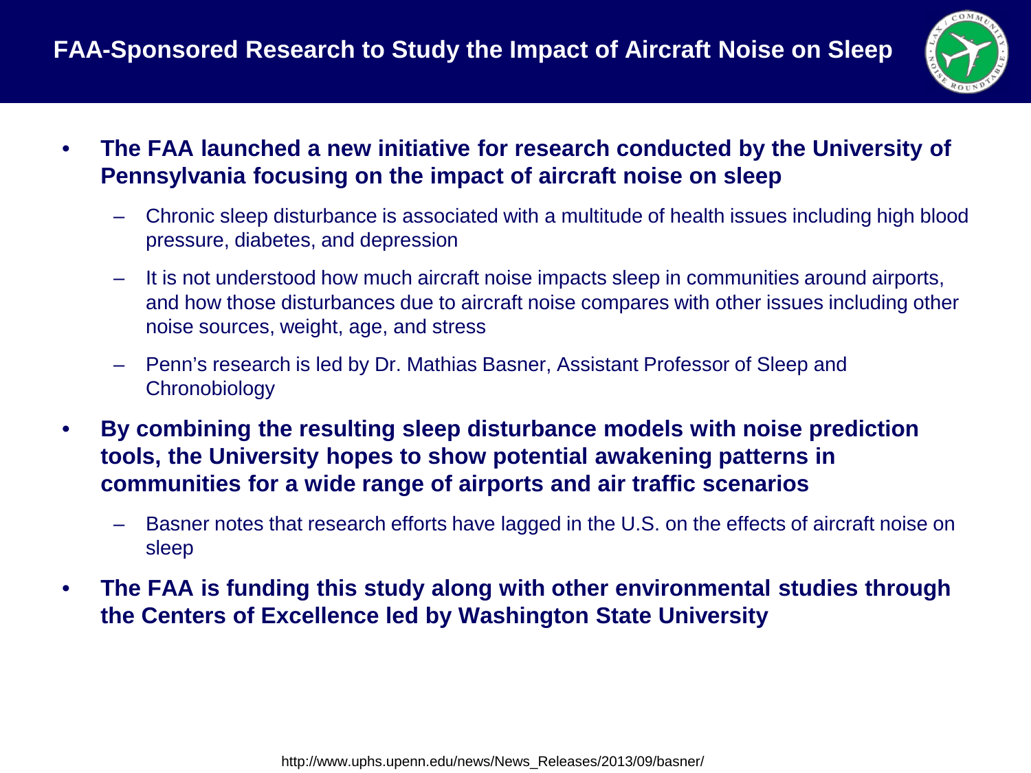# FAA-Sponsored Research to Study the Impact of Aircraft Noise on Sleep

- **The FAA launched a new initiative for research conducted by the University of Pennsylvania focusing on the impact of aircraft noise on sleep**
  - Chronic sleep disturbance is associated with a multitude of health issues including high blood pressure, diabetes, and depression
  - It is not understood how much aircraft noise impacts sleep in communities around airports, and how those disturbances due to aircraft noise compares with other issues including other noise sources, weight, age, and stress
  - Penn's research is led by Dr. Mathias Basner, Assistant Professor of Sleep and Chronobiology
- **By combining the resulting sleep disturbance models with noise prediction tools, the University hopes to show potential awakening patterns in communities for a wide range of airports and air traffic scenarios**
  - Basner notes that research efforts have lagged in the U.S. on the effects of aircraft noise on sleep
- **The FAA is funding this study along with other environmental studies through the Centers of Excellence led by Washington State University**

http://www.uphs.upenn.edu/news/News_Releases/2013/09/basner/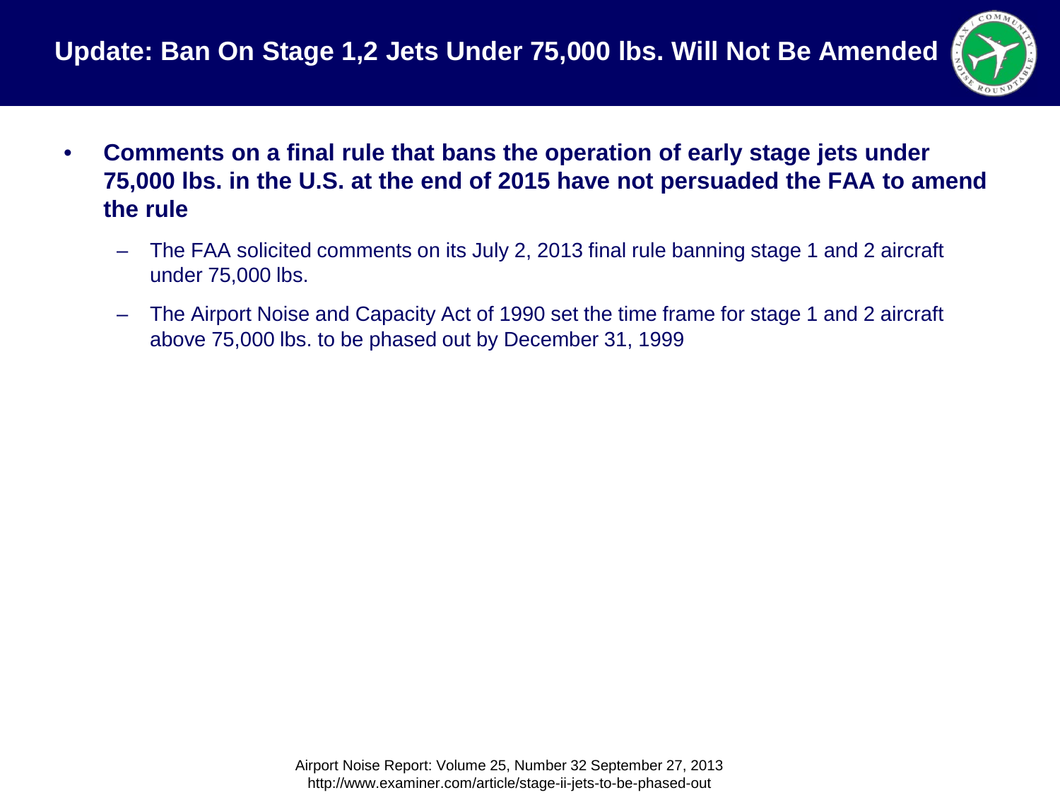# Update: Ban On Stage 1,2 Jets Under 75,000 lbs. Will Not Be Amended

- **Comments on a final rule that bans the operation of early stage jets under 75,000 lbs. in the U.S. at the end of 2015 have not persuaded the FAA to amend the rule**
  - The FAA solicited comments on its July 2, 2013 final rule banning stage 1 and 2 aircraft under 75,000 lbs.
  - The Airport Noise and Capacity Act of 1990 set the time frame for stage 1 and 2 aircraft above 75,000 lbs. to be phased out by December 31, 1999

Airport Noise Report: Volume 25, Number 32 September 27, 2013
http://www.examiner.com/article/stage-ii-jets-to-be-phased-out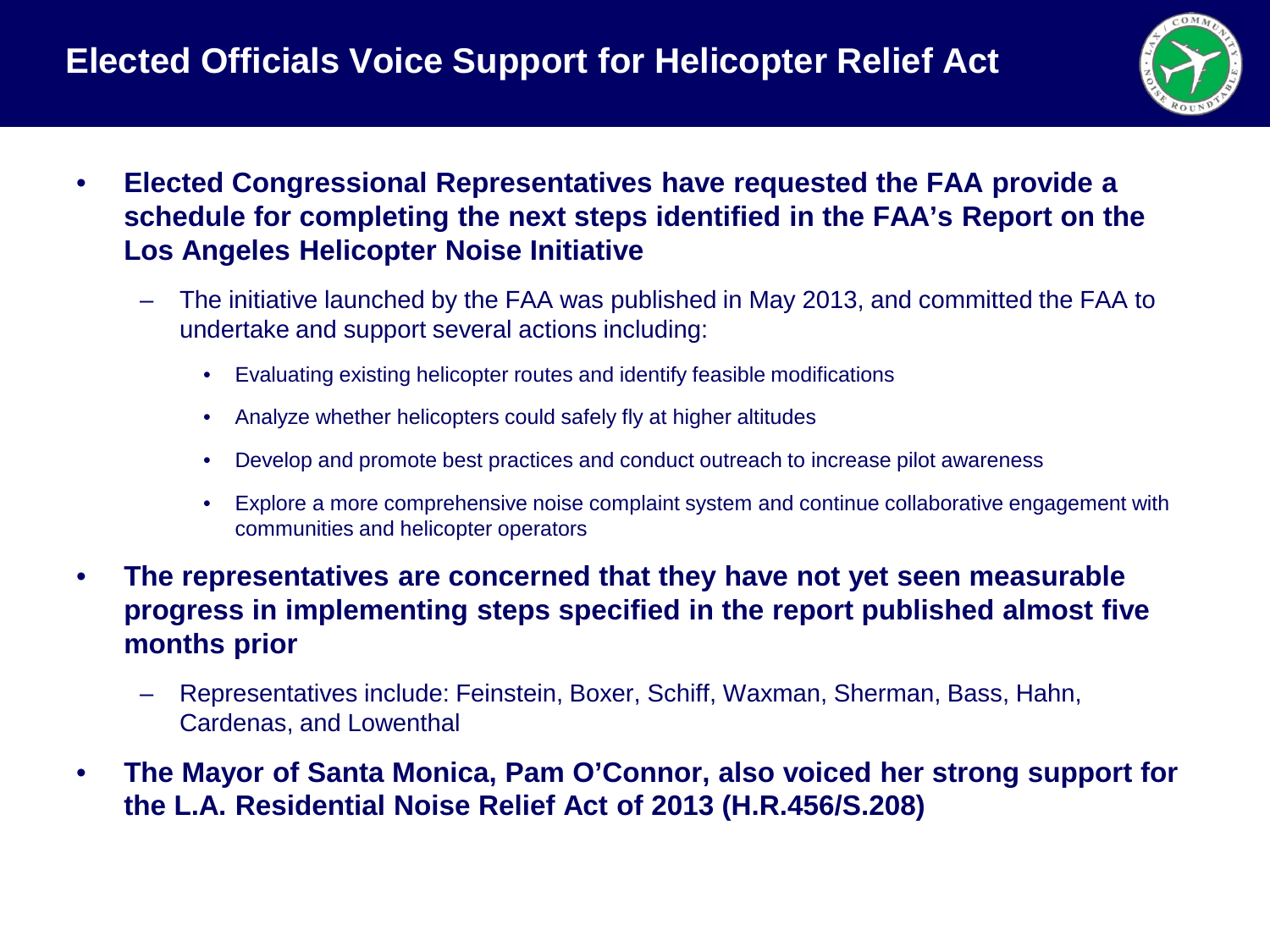# Elected Officials Voice Support for Helicopter Relief Act

- **Elected Congressional Representatives have requested the FAA provide a schedule for completing the next steps identified in the FAA's Report on the Los Angeles Helicopter Noise Initiative**
  - The initiative launched by the FAA was published in May 2013, and committed the FAA to undertake and support several actions including:
    - Evaluating existing helicopter routes and identify feasible modifications
    - Analyze whether helicopters could safely fly at higher altitudes
    - Develop and promote best practices and conduct outreach to increase pilot awareness
    - Explore a more comprehensive noise complaint system and continue collaborative engagement with communities and helicopter operators
- **The representatives are concerned that they have not yet seen measurable progress in implementing steps specified in the report published almost five months prior**
  - Representatives include: Feinstein, Boxer, Schiff, Waxman, Sherman, Bass, Hahn, Cardenas, and Lowenthal
- **The Mayor of Santa Monica, Pam O'Connor, also voiced her strong support for the L.A. Residential Noise Relief Act of 2013 (H.R.456/S.208)**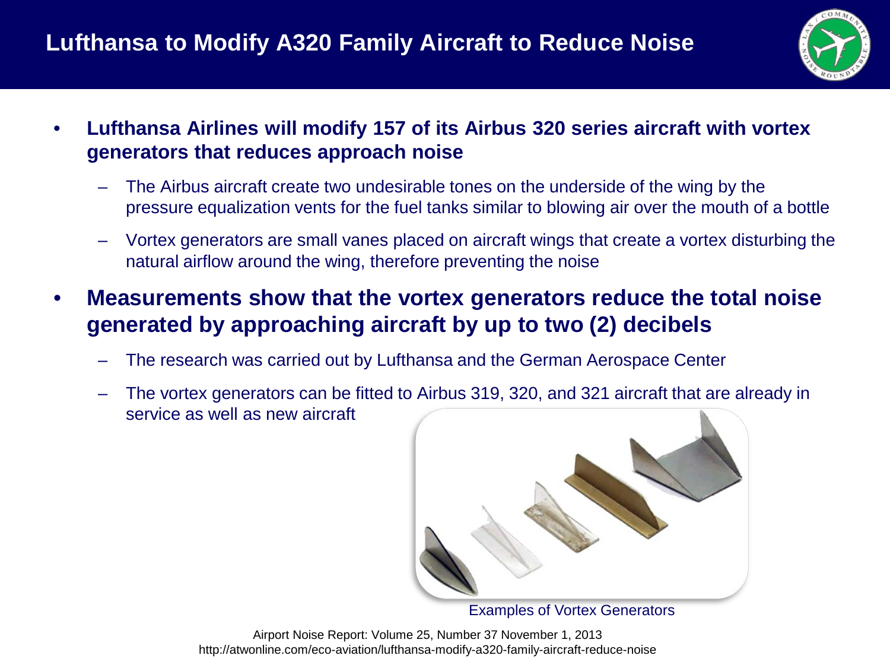# Lufthansa to Modify A320 Family Aircraft to Reduce Noise

- **Lufthansa Airlines will modify 157 of its Airbus 320 series aircraft with vortex generators that reduces approach noise**
  - The Airbus aircraft create two undesirable tones on the underside of the wing by the pressure equalization vents for the fuel tanks similar to blowing air over the mouth of a bottle
  - Vortex generators are small vanes placed on aircraft wings that create a vortex disturbing the natural airflow around the wing, therefore preventing the noise
- **Measurements show that the vortex generators reduce the total noise generated by approaching aircraft by up to two (2) decibels**
  - The research was carried out by Lufthansa and the German Aerospace Center
  - The vortex generators can be fitted to Airbus 319, 320, and 321 aircraft that are already in service as well as new aircraft

Examples of Vortex Generators

Airport Noise Report: Volume 25, Number 37 November 1, 2013
http://atwonline.com/eco-aviation/lufthansa-modify-a320-family-aircraft-reduce-noise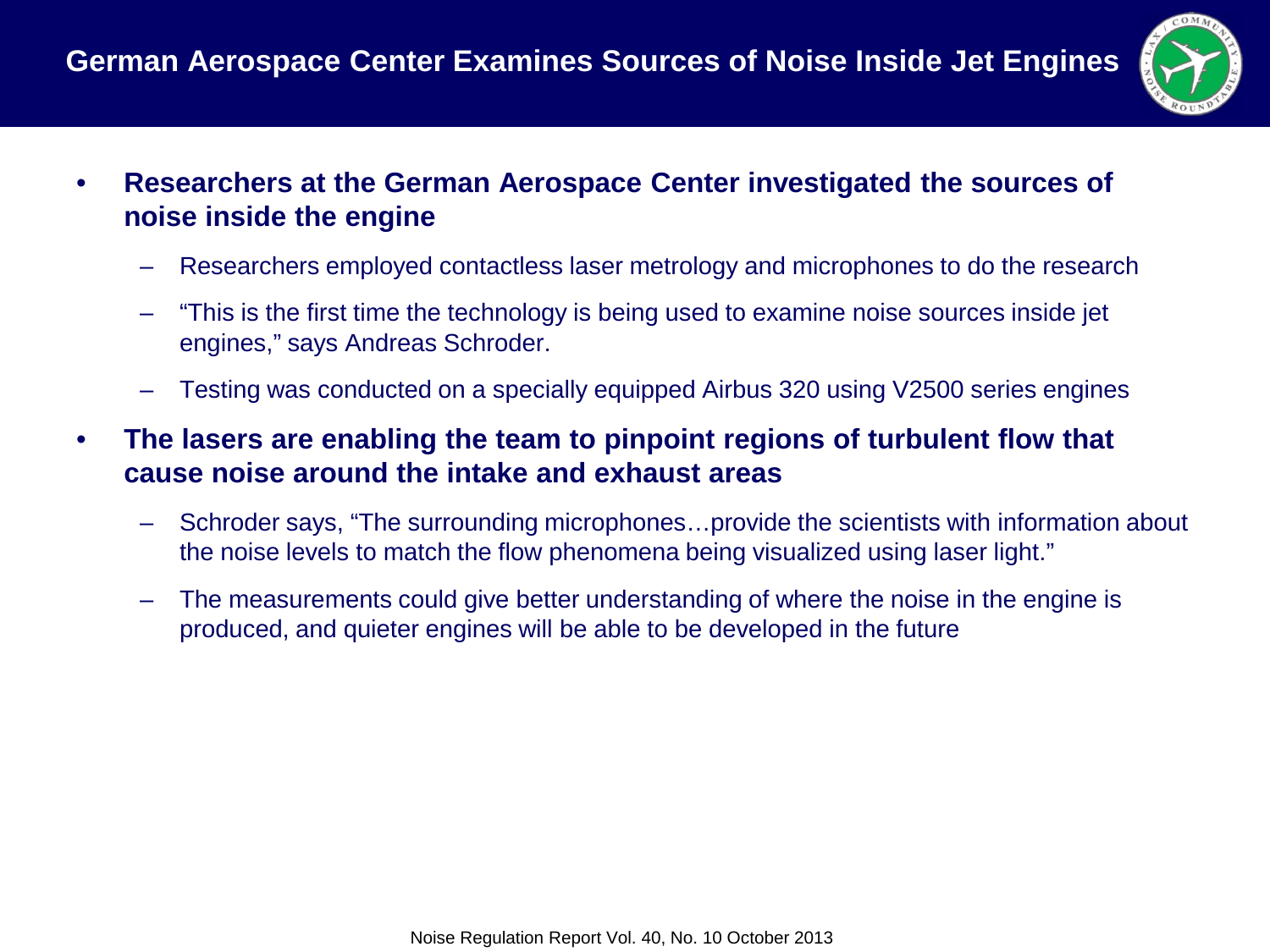# German Aerospace Center Examines Sources of Noise Inside Jet Engines

- **Researchers at the German Aerospace Center investigated the sources of noise inside the engine**
  - Researchers employed contactless laser metrology and microphones to do the research
  - "This is the first time the technology is being used to examine noise sources inside jet engines," says Andreas Schroder.
  - Testing was conducted on a specially equipped Airbus 320 using V2500 series engines
- **The lasers are enabling the team to pinpoint regions of turbulent flow that cause noise around the intake and exhaust areas**
  - Schroder says, "The surrounding microphones…provide the scientists with information about the noise levels to match the flow phenomena being visualized using laser light."
  - The measurements could give better understanding of where the noise in the engine is produced, and quieter engines will be able to be developed in the future

Noise Regulation Report Vol. 40, No. 10 October 2013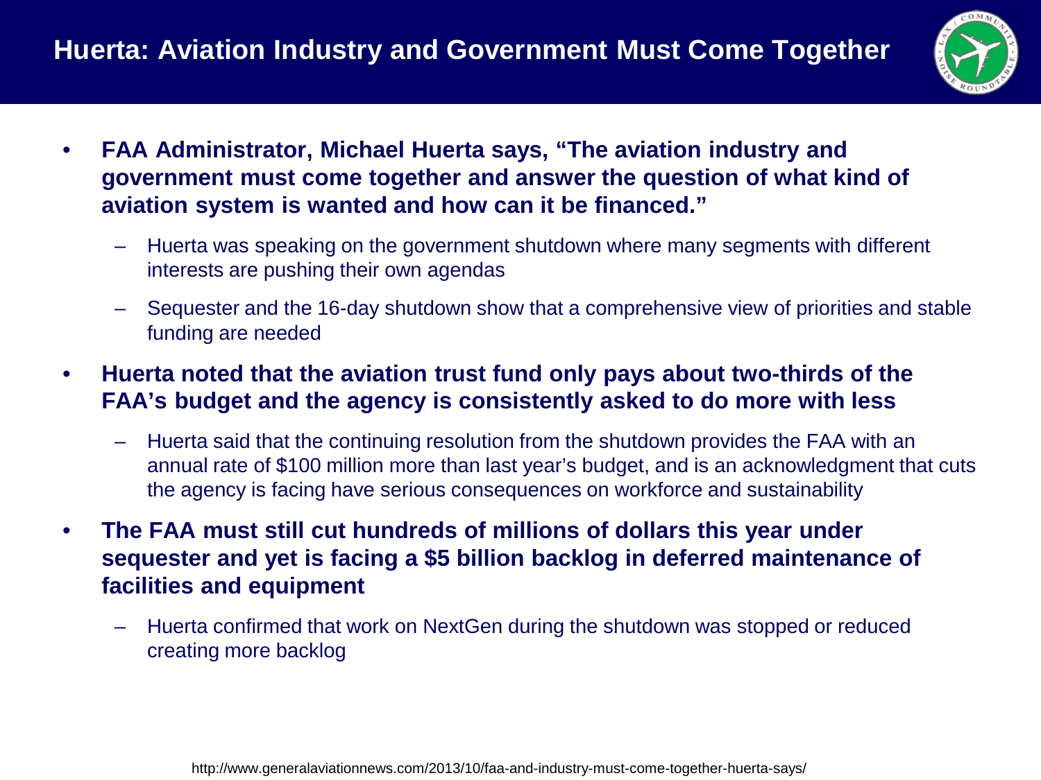# Huerta: Aviation Industry and Government Must Come Together

- **FAA Administrator, Michael Huerta says, "The aviation industry and government must come together and answer the question of what kind of aviation system is wanted and how can it be financed."**
  - Huerta was speaking on the government shutdown where many segments with different interests are pushing their own agendas
  - Sequester and the 16-day shutdown show that a comprehensive view of priorities and stable funding are needed
- **Huerta noted that the aviation trust fund only pays about two-thirds of the FAA's budget and the agency is consistently asked to do more with less**
  - Huerta said that the continuing resolution from the shutdown provides the FAA with an annual rate of $100 million more than last year's budget, and is an acknowledgment that cuts the agency is facing have serious consequences on workforce and sustainability
- **The FAA must still cut hundreds of millions of dollars this year under sequester and yet is facing a $5 billion backlog in deferred maintenance of facilities and equipment**
  - Huerta confirmed that work on NextGen during the shutdown was stopped or reduced creating more backlog

http://www.generalaviationnews.com/2013/10/faa-and-industry-must-come-together-huerta-says/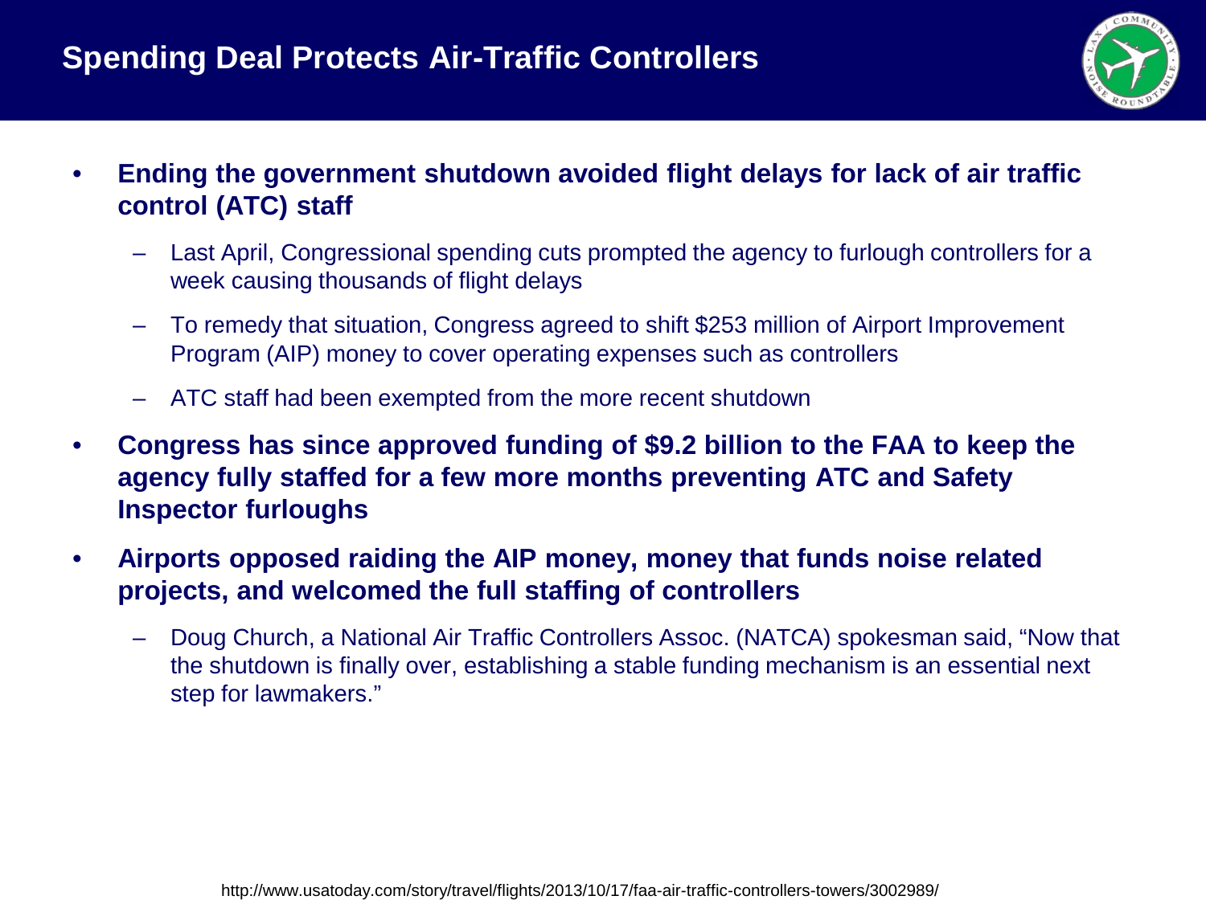# Spending Deal Protects Air-Traffic Controllers

- **Ending the government shutdown avoided flight delays for lack of air traffic control (ATC) staff**
  - Last April, Congressional spending cuts prompted the agency to furlough controllers for a week causing thousands of flight delays
  - To remedy that situation, Congress agreed to shift $253 million of Airport Improvement Program (AIP) money to cover operating expenses such as controllers
  - ATC staff had been exempted from the more recent shutdown
- **Congress has since approved funding of $9.2 billion to the FAA to keep the agency fully staffed for a few more months preventing ATC and Safety Inspector furloughs**
- **Airports opposed raiding the AIP money, money that funds noise related projects, and welcomed the full staffing of controllers**
  - Doug Church, a National Air Traffic Controllers Assoc. (NATCA) spokesman said, "Now that the shutdown is finally over, establishing a stable funding mechanism is an essential next step for lawmakers."

http://www.usatoday.com/story/travel/flights/2013/10/17/faa-air-traffic-controllers-towers/3002989/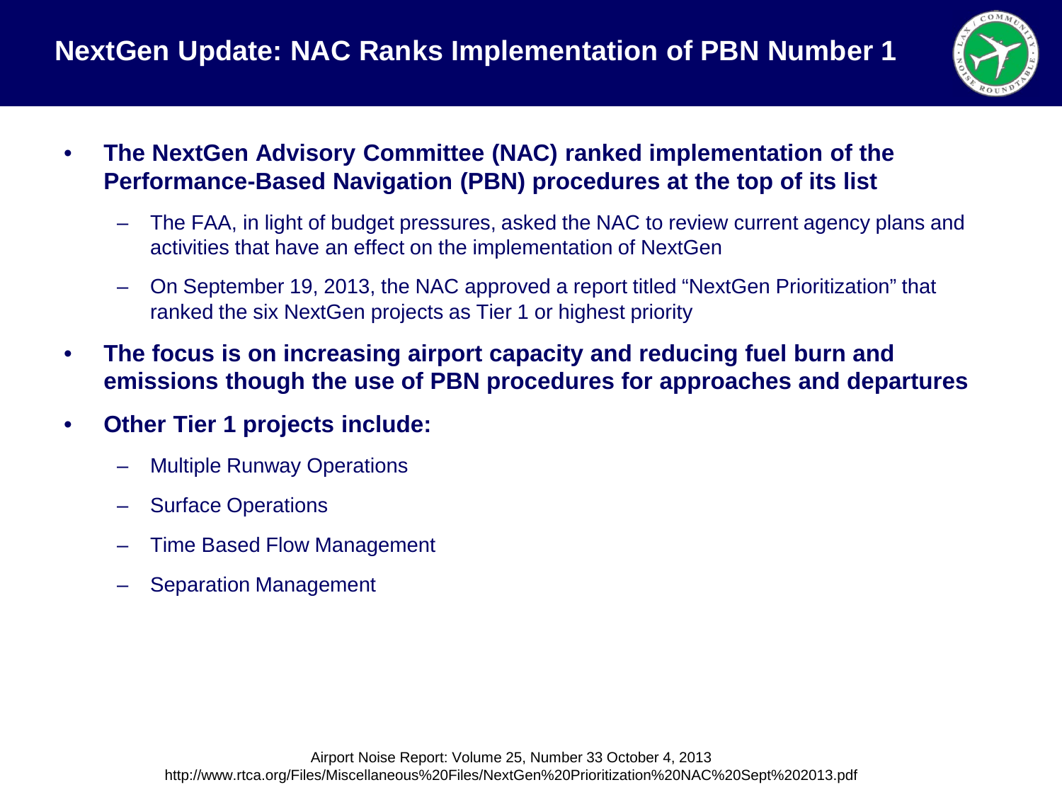# NextGen Update: NAC Ranks Implementation of PBN Number 1

- **The NextGen Advisory Committee (NAC) ranked implementation of the Performance-Based Navigation (PBN) procedures at the top of its list**
  - The FAA, in light of budget pressures, asked the NAC to review current agency plans and activities that have an effect on the implementation of NextGen
  - On September 19, 2013, the NAC approved a report titled "NextGen Prioritization" that ranked the six NextGen projects as Tier 1 or highest priority
- **The focus is on increasing airport capacity and reducing fuel burn and emissions though the use of PBN procedures for approaches and departures**
- **Other Tier 1 projects include:**
  - Multiple Runway Operations
  - Surface Operations
  - Time Based Flow Management
  - Separation Management

Airport Noise Report: Volume 25, Number 33 October 4, 2013
http://www.rtca.org/Files/Miscellaneous%20Files/NextGen%20Prioritization%20NAC%20Sept%202013.pdf